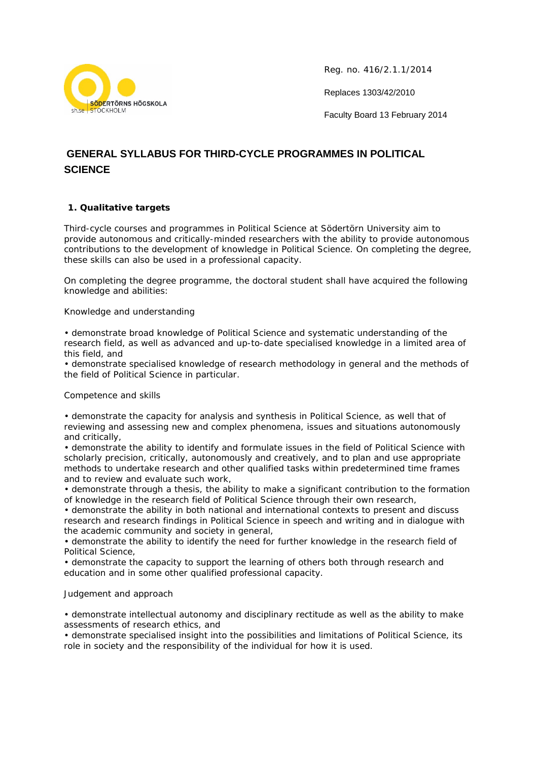Reg. no. 416/2.1.1/2014

Replaces 1303/42/2010

Faculty Board 13 February 2014

# GENERAL SYLLABUS FOR THIRD-CYCLE PROGRAMMES IN POLITICAL SCIENCE

## 1. Qualitative targets

Third-cycle courses and programmes in Political Science at Södertörn University aim to provide autonomous and critically-minded researchers with the ability to provide autonomous contributions to the development of knowledge in Political Science. On completing the degree, these skills can also be used in a professional capacity.

On completing the degree programme, the doctoral student shall have acquired the following knowledge and abilities:

Knowledge and understanding

- demonstrate broad knowledge of Political Science and systematic understanding of the research field, as well as advanced and up-to-date specialised knowledge in a limited area of this field, and
- demonstrate specialised knowledge of research methodology in general and the methods of the field of Political Science in particular.

Competence and skills

- demonstrate the capacity for analysis and synthesis in Political Science, as well that of reviewing and assessing new and complex phenomena, issues and situations autonomously and critically,
- demonstrate the ability to identify and formulate issues in the field of Political Science with scholarly precision, critically, autonomously and creatively, and to plan and use appropriate methods to undertake research and other qualified tasks within predetermined time frames and to review and evaluate such work,
- demonstrate through a thesis, the ability to make a significant contribution to the formation of knowledge in the research field of Political Science through their own research,
- demonstrate the ability in both national and international contexts to present and discuss research and research findings in Political Science in speech and writing and in dialogue with the academic community and society in general,
- demonstrate the ability to identify the need for further knowledge in the research field of Political Science,
- demonstrate the capacity to support the learning of others both through research and education and in some other qualified professional capacity.

Judgement and approach

- demonstrate intellectual autonomy and disciplinary rectitude as well as the ability to make assessments of research ethics, and
- demonstrate specialised insight into the possibilities and limitations of Political Science, its role in society and the responsibility of the individual for how it is used.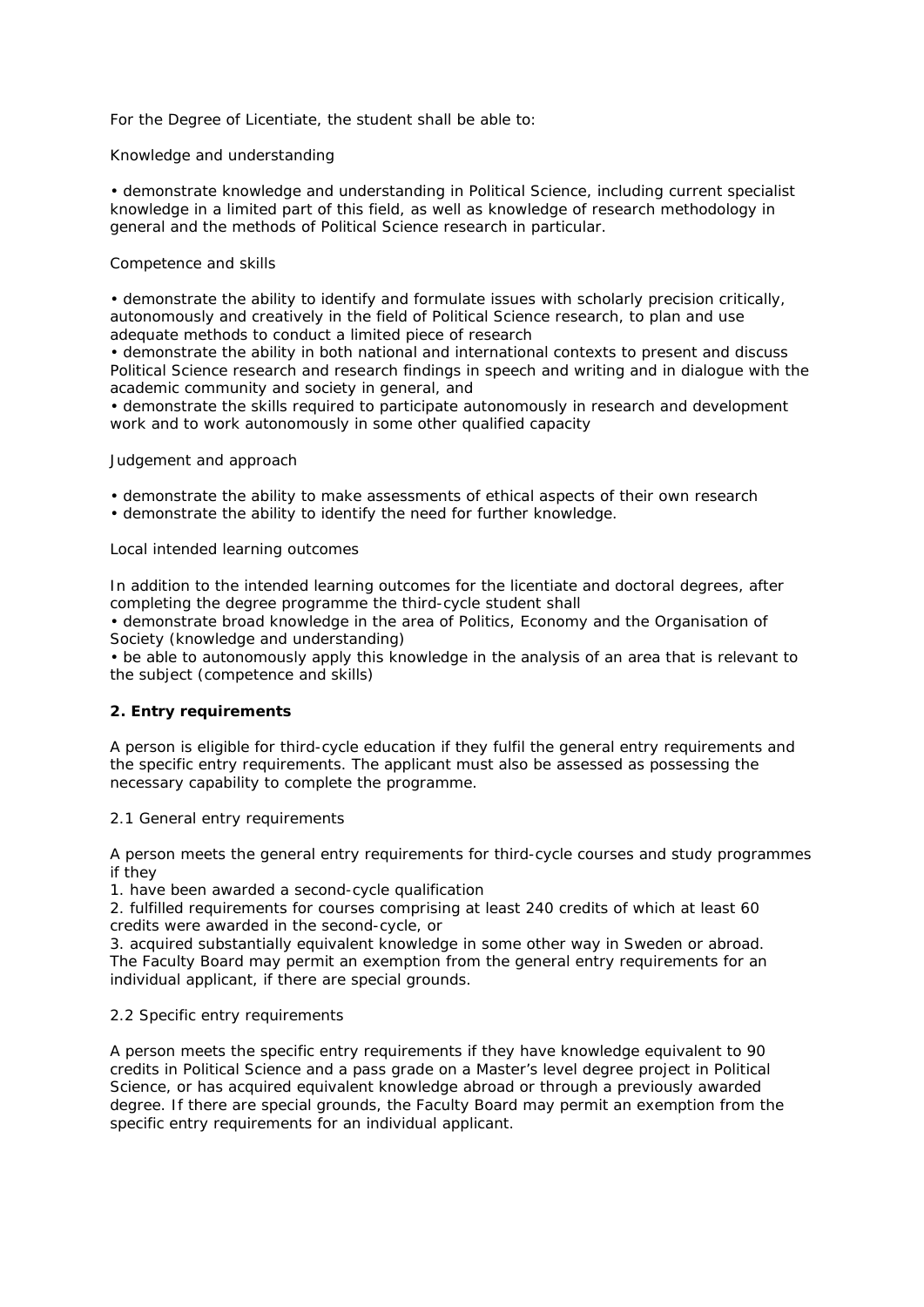For the Degree of Licentiate, the student shall be able to:

Knowledge and understanding

- demonstrate knowledge and understanding in Political Science, including current specialist knowledge in a limited part of this field, as well as knowledge of research methodology in general and the methods of Political Science research in particular.

Competence and skills

- demonstrate the ability to identify and formulate issues with scholarly precision critically, autonomously and creatively in the field of Political Science research, to plan and use adequate methods to conduct a limited piece of research
- demonstrate the ability in both national and international contexts to present and discuss Political Science research and research findings in speech and writing and in dialogue with the academic community and society in general, and
- demonstrate the skills required to participate autonomously in research and development work and to work autonomously in some other qualified capacity

Judgement and approach

- demonstrate the ability to make assessments of ethical aspects of their own research
- demonstrate the ability to identify the need for further knowledge.

Local intended learning outcomes

In addition to the intended learning outcomes for the licentiate and doctoral degrees, after completing the degree programme the third-cycle student shall

- demonstrate broad knowledge in the area of Politics, Economy and the Organisation of Society (knowledge and understanding)
- be able to autonomously apply this knowledge in the analysis of an area that is relevant to the subject (competence and skills)

## 2. Entry requirements

A person is eligible for third-cycle education if they fulfil the general entry requirements and the specific entry requirements. The applicant must also be assessed as possessing the necessary capability to complete the programme.

### 2.1 General entry requirements

A person meets the general entry requirements for third-cycle courses and study programmes if they

1. have been awarded a second-cycle qualification
2. fulfilled requirements for courses comprising at least 240 credits of which at least 60 credits were awarded in the second-cycle, or
3. acquired substantially equivalent knowledge in some other way in Sweden or abroad.

The Faculty Board may permit an exemption from the general entry requirements for an individual applicant, if there are special grounds.

### 2.2 Specific entry requirements

A person meets the specific entry requirements if they have knowledge equivalent to 90 credits in Political Science and a pass grade on a Master's level degree project in Political Science, or has acquired equivalent knowledge abroad or through a previously awarded degree. If there are special grounds, the Faculty Board may permit an exemption from the specific entry requirements for an individual applicant.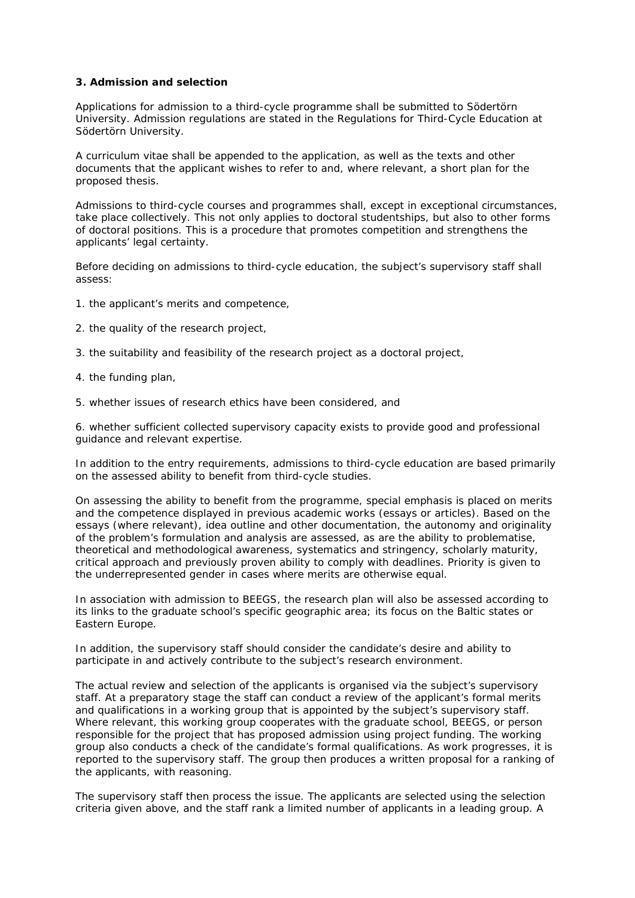### 3. Admission and selection

Applications for admission to a third-cycle programme shall be submitted to Södertörn University. Admission regulations are stated in the Regulations for Third-Cycle Education at Södertörn University.

A curriculum vitae shall be appended to the application, as well as the texts and other documents that the applicant wishes to refer to and, where relevant, a short plan for the proposed thesis.

Admissions to third-cycle courses and programmes shall, except in exceptional circumstances, take place collectively. This not only applies to doctoral studentships, but also to other forms of doctoral positions. This is a procedure that promotes competition and strengthens the applicants' legal certainty.

Before deciding on admissions to third-cycle education, the subject's supervisory staff shall assess:

1. the applicant's merits and competence,

2. the quality of the research project,

3. the suitability and feasibility of the research project as a doctoral project,

4. the funding plan,

5. whether issues of research ethics have been considered, and

6. whether sufficient collected supervisory capacity exists to provide good and professional guidance and relevant expertise.

In addition to the entry requirements, admissions to third-cycle education are based primarily on the assessed ability to benefit from third-cycle studies.

On assessing the ability to benefit from the programme, special emphasis is placed on merits and the competence displayed in previous academic works (essays or articles). Based on the essays (where relevant), idea outline and other documentation, the autonomy and originality of the problem's formulation and analysis are assessed, as are the ability to problematise, theoretical and methodological awareness, systematics and stringency, scholarly maturity, critical approach and previously proven ability to comply with deadlines. Priority is given to the underrepresented gender in cases where merits are otherwise equal.

In association with admission to BEEGS, the research plan will also be assessed according to its links to the graduate school's specific geographic area; its focus on the Baltic states or Eastern Europe.

In addition, the supervisory staff should consider the candidate's desire and ability to participate in and actively contribute to the subject's research environment.

The actual review and selection of the applicants is organised via the subject's supervisory staff. At a preparatory stage the staff can conduct a review of the applicant's formal merits and qualifications in a working group that is appointed by the subject's supervisory staff. Where relevant, this working group cooperates with the graduate school, BEEGS, or person responsible for the project that has proposed admission using project funding. The working group also conducts a check of the candidate's formal qualifications. As work progresses, it is reported to the supervisory staff. The group then produces a written proposal for a ranking of the applicants, with reasoning.

The supervisory staff then process the issue. The applicants are selected using the selection criteria given above, and the staff rank a limited number of applicants in a leading group. A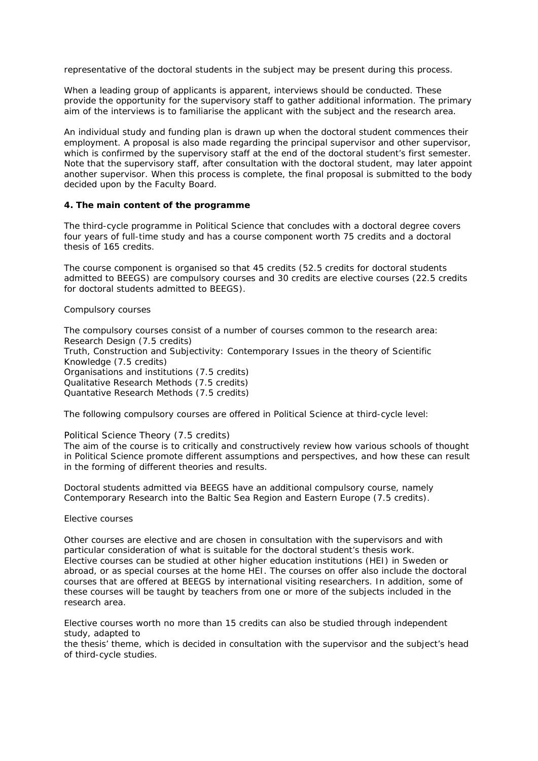representative of the doctoral students in the subject may be present during this process.

When a leading group of applicants is apparent, interviews should be conducted. These provide the opportunity for the supervisory staff to gather additional information. The primary aim of the interviews is to familiarise the applicant with the subject and the research area.

An individual study and funding plan is drawn up when the doctoral student commences their employment. A proposal is also made regarding the principal supervisor and other supervisor, which is confirmed by the supervisory staff at the end of the doctoral student's first semester. Note that the supervisory staff, after consultation with the doctoral student, may later appoint another supervisor. When this process is complete, the final proposal is submitted to the body decided upon by the Faculty Board.

**4. The main content of the programme**

The third-cycle programme in Political Science that concludes with a doctoral degree covers four years of full-time study and has a course component worth 75 credits and a doctoral thesis of 165 credits.

The course component is organised so that 45 credits (52.5 credits for doctoral students admitted to BEEGS) are compulsory courses and 30 credits are elective courses (22.5 credits for doctoral students admitted to BEEGS).

Compulsory courses

The compulsory courses consist of a number of courses common to the research area:
Research Design (7.5 credits)
Truth, Construction and Subjectivity: Contemporary Issues in the theory of Scientific Knowledge (7.5 credits)
Organisations and institutions (7.5 credits)
Qualitative Research Methods (7.5 credits)
Quantative Research Methods (7.5 credits)

The following compulsory courses are offered in Political Science at third-cycle level:

Political Science Theory (7.5 credits)
The aim of the course is to critically and constructively review how various schools of thought in Political Science promote different assumptions and perspectives, and how these can result in the forming of different theories and results.

Doctoral students admitted via BEEGS have an additional compulsory course, namely Contemporary Research into the Baltic Sea Region and Eastern Europe (7.5 credits).

Elective courses

Other courses are elective and are chosen in consultation with the supervisors and with particular consideration of what is suitable for the doctoral student's thesis work. Elective courses can be studied at other higher education institutions (HEI) in Sweden or abroad, or as special courses at the home HEI. The courses on offer also include the doctoral courses that are offered at BEEGS by international visiting researchers. In addition, some of these courses will be taught by teachers from one or more of the subjects included in the research area.

Elective courses worth no more than 15 credits can also be studied through independent study, adapted to the thesis' theme, which is decided in consultation with the supervisor and the subject's head of third-cycle studies.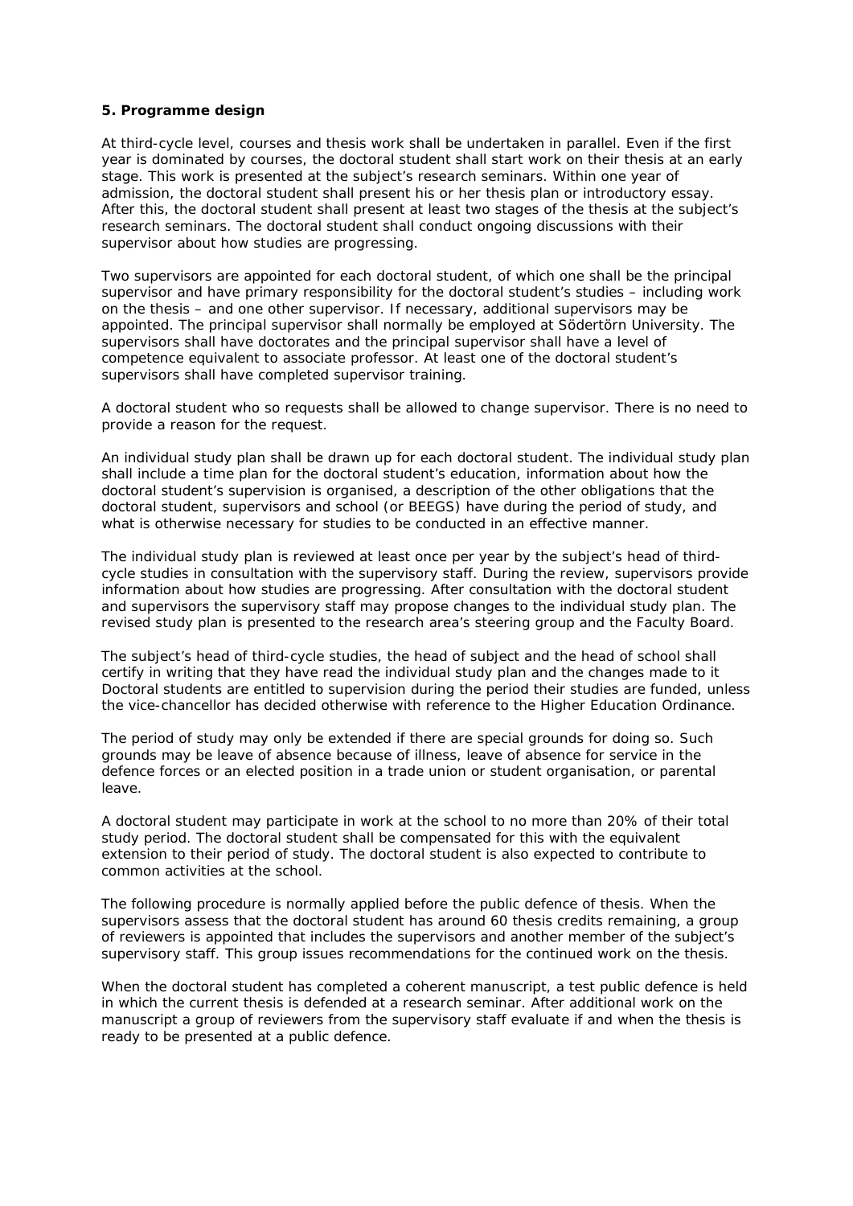**5. Programme design**

At third-cycle level, courses and thesis work shall be undertaken in parallel. Even if the first year is dominated by courses, the doctoral student shall start work on their thesis at an early stage. This work is presented at the subject's research seminars. Within one year of admission, the doctoral student shall present his or her thesis plan or introductory essay. After this, the doctoral student shall present at least two stages of the thesis at the subject's research seminars. The doctoral student shall conduct ongoing discussions with their supervisor about how studies are progressing.

Two supervisors are appointed for each doctoral student, of which one shall be the principal supervisor and have primary responsibility for the doctoral student's studies – including work on the thesis – and one other supervisor. If necessary, additional supervisors may be appointed. The principal supervisor shall normally be employed at Södertörn University. The supervisors shall have doctorates and the principal supervisor shall have a level of competence equivalent to associate professor. At least one of the doctoral student's supervisors shall have completed supervisor training.

A doctoral student who so requests shall be allowed to change supervisor. There is no need to provide a reason for the request.

An individual study plan shall be drawn up for each doctoral student. The individual study plan shall include a time plan for the doctoral student's education, information about how the doctoral student's supervision is organised, a description of the other obligations that the doctoral student, supervisors and school (or BEEGS) have during the period of study, and what is otherwise necessary for studies to be conducted in an effective manner.

The individual study plan is reviewed at least once per year by the subject's head of third-cycle studies in consultation with the supervisory staff. During the review, supervisors provide information about how studies are progressing. After consultation with the doctoral student and supervisors the supervisory staff may propose changes to the individual study plan. The revised study plan is presented to the research area's steering group and the Faculty Board.

The subject's head of third-cycle studies, the head of subject and the head of school shall certify in writing that they have read the individual study plan and the changes made to it Doctoral students are entitled to supervision during the period their studies are funded, unless the vice-chancellor has decided otherwise with reference to the Higher Education Ordinance.

The period of study may only be extended if there are special grounds for doing so. Such grounds may be leave of absence because of illness, leave of absence for service in the defence forces or an elected position in a trade union or student organisation, or parental leave.

A doctoral student may participate in work at the school to no more than 20% of their total study period. The doctoral student shall be compensated for this with the equivalent extension to their period of study. The doctoral student is also expected to contribute to common activities at the school.

The following procedure is normally applied before the public defence of thesis. When the supervisors assess that the doctoral student has around 60 thesis credits remaining, a group of reviewers is appointed that includes the supervisors and another member of the subject's supervisory staff. This group issues recommendations for the continued work on the thesis.

When the doctoral student has completed a coherent manuscript, a test public defence is held in which the current thesis is defended at a research seminar. After additional work on the manuscript a group of reviewers from the supervisory staff evaluate if and when the thesis is ready to be presented at a public defence.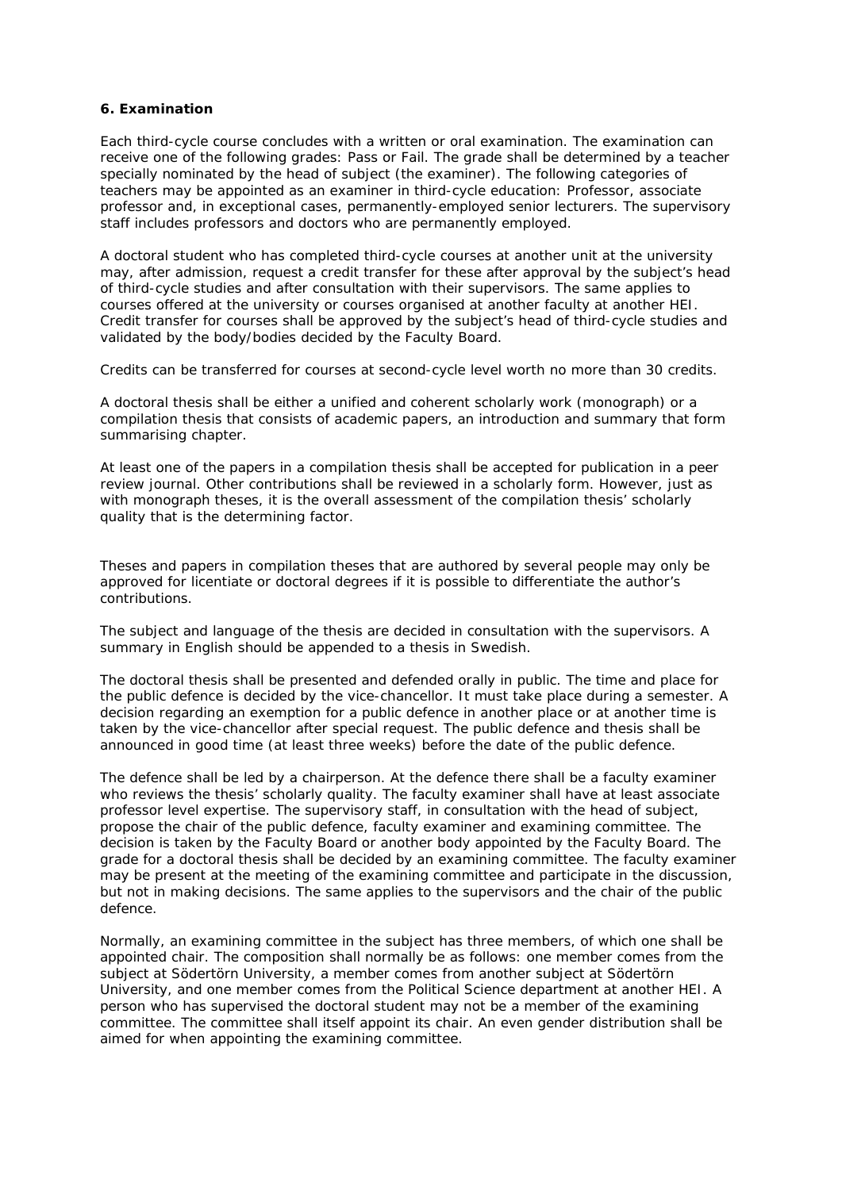### 6. Examination

Each third-cycle course concludes with a written or oral examination. The examination can receive one of the following grades: Pass or Fail. The grade shall be determined by a teacher specially nominated by the head of subject (the examiner). The following categories of teachers may be appointed as an examiner in third-cycle education: Professor, associate professor and, in exceptional cases, permanently-employed senior lecturers. The supervisory staff includes professors and doctors who are permanently employed.

A doctoral student who has completed third-cycle courses at another unit at the university may, after admission, request a credit transfer for these after approval by the subject's head of third-cycle studies and after consultation with their supervisors. The same applies to courses offered at the university or courses organised at another faculty at another HEI. Credit transfer for courses shall be approved by the subject's head of third-cycle studies and validated by the body/bodies decided by the Faculty Board.

Credits can be transferred for courses at second-cycle level worth no more than 30 credits.

A doctoral thesis shall be either a unified and coherent scholarly work (monograph) or a compilation thesis that consists of academic papers, an introduction and summary that form summarising chapter.

At least one of the papers in a compilation thesis shall be accepted for publication in a peer review journal. Other contributions shall be reviewed in a scholarly form. However, just as with monograph theses, it is the overall assessment of the compilation thesis' scholarly quality that is the determining factor.

Theses and papers in compilation theses that are authored by several people may only be approved for licentiate or doctoral degrees if it is possible to differentiate the author's contributions.

The subject and language of the thesis are decided in consultation with the supervisors. A summary in English should be appended to a thesis in Swedish.

The doctoral thesis shall be presented and defended orally in public. The time and place for the public defence is decided by the vice-chancellor. It must take place during a semester. A decision regarding an exemption for a public defence in another place or at another time is taken by the vice-chancellor after special request. The public defence and thesis shall be announced in good time (at least three weeks) before the date of the public defence.

The defence shall be led by a chairperson. At the defence there shall be a faculty examiner who reviews the thesis' scholarly quality. The faculty examiner shall have at least associate professor level expertise. The supervisory staff, in consultation with the head of subject, propose the chair of the public defence, faculty examiner and examining committee. The decision is taken by the Faculty Board or another body appointed by the Faculty Board. The grade for a doctoral thesis shall be decided by an examining committee. The faculty examiner may be present at the meeting of the examining committee and participate in the discussion, but not in making decisions. The same applies to the supervisors and the chair of the public defence.

Normally, an examining committee in the subject has three members, of which one shall be appointed chair. The composition shall normally be as follows: one member comes from the subject at Södertörn University, a member comes from another subject at Södertörn University, and one member comes from the Political Science department at another HEI. A person who has supervised the doctoral student may not be a member of the examining committee. The committee shall itself appoint its chair. An even gender distribution shall be aimed for when appointing the examining committee.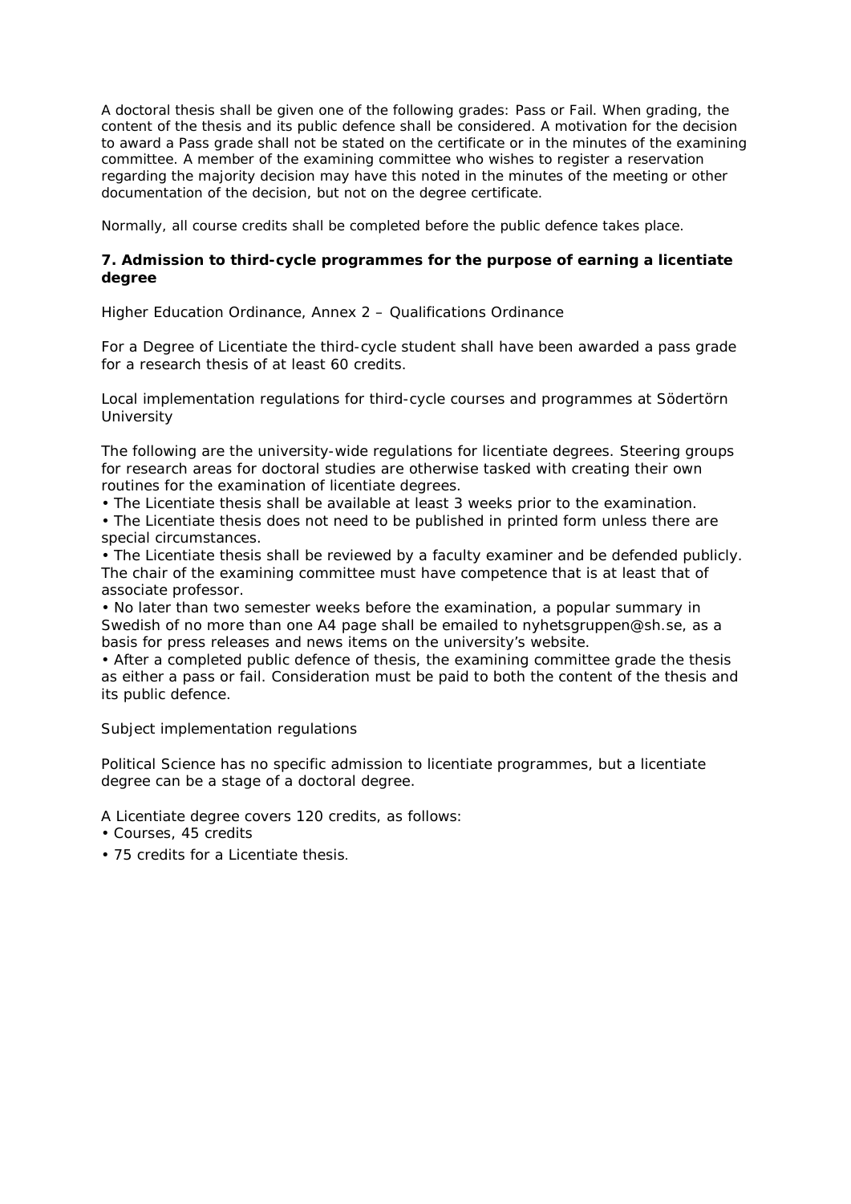A doctoral thesis shall be given one of the following grades: Pass or Fail. When grading, the content of the thesis and its public defence shall be considered. A motivation for the decision to award a Pass grade shall not be stated on the certificate or in the minutes of the examining committee. A member of the examining committee who wishes to register a reservation regarding the majority decision may have this noted in the minutes of the meeting or other documentation of the decision, but not on the degree certificate.

Normally, all course credits shall be completed before the public defence takes place.

### 7. Admission to third-cycle programmes for the purpose of earning a licentiate degree

Higher Education Ordinance, Annex 2 – Qualifications Ordinance

For a Degree of Licentiate the third-cycle student shall have been awarded a pass grade for a research thesis of at least 60 credits.

Local implementation regulations for third-cycle courses and programmes at Södertörn University

The following are the university-wide regulations for licentiate degrees. Steering groups for research areas for doctoral studies are otherwise tasked with creating their own routines for the examination of licentiate degrees.

- The Licentiate thesis shall be available at least 3 weeks prior to the examination.
- The Licentiate thesis does not need to be published in printed form unless there are special circumstances.
- The Licentiate thesis shall be reviewed by a faculty examiner and be defended publicly. The chair of the examining committee must have competence that is at least that of associate professor.
- No later than two semester weeks before the examination, a popular summary in Swedish of no more than one A4 page shall be emailed to nyhetsgruppen@sh.se, as a basis for press releases and news items on the university's website.
- After a completed public defence of thesis, the examining committee grade the thesis as either a pass or fail. Consideration must be paid to both the content of the thesis and its public defence.

Subject implementation regulations

Political Science has no specific admission to licentiate programmes, but a licentiate degree can be a stage of a doctoral degree.

A Licentiate degree covers 120 credits, as follows:

- Courses, 45 credits
- 75 credits for a Licentiate thesis.